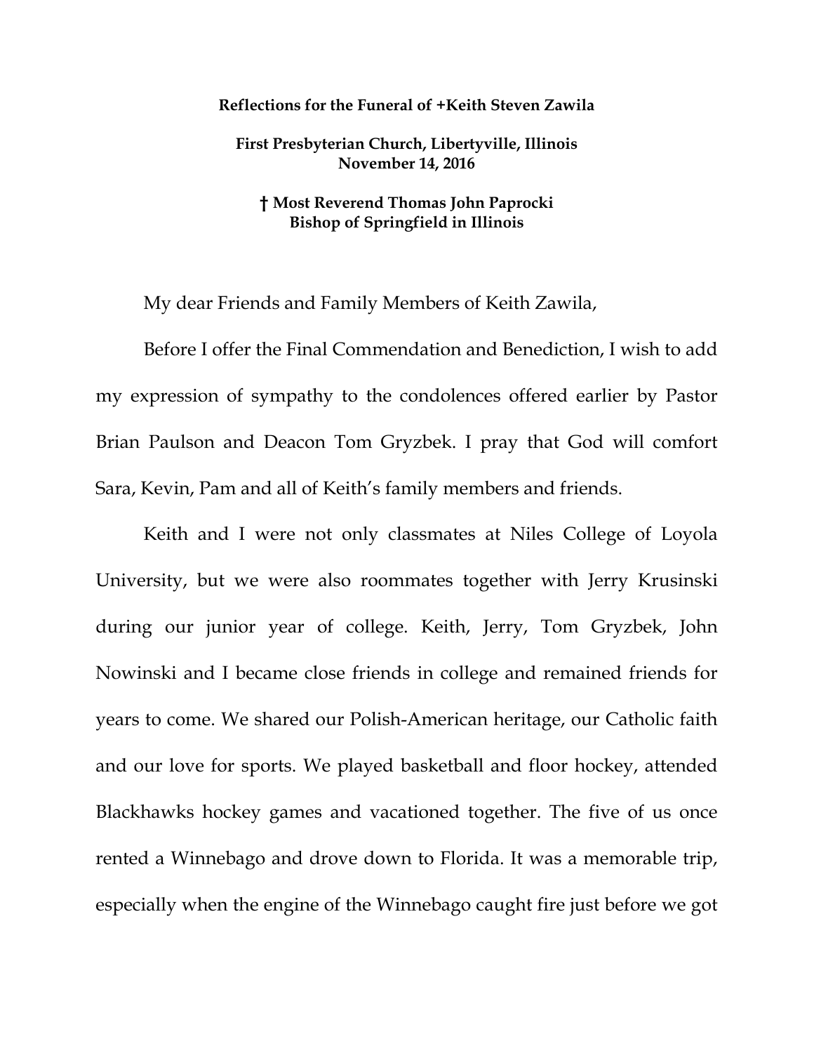**Reflections for the Funeral of +Keith Steven Zawila**

**First Presbyterian Church, Libertyville, Illinois**
**November 14, 2016**

**† Most Reverend Thomas John Paprocki**
**Bishop of Springfield in Illinois**

My dear Friends and Family Members of Keith Zawila,

Before I offer the Final Commendation and Benediction, I wish to add my expression of sympathy to the condolences offered earlier by Pastor Brian Paulson and Deacon Tom Gryzbek. I pray that God will comfort Sara, Kevin, Pam and all of Keith's family members and friends.

Keith and I were not only classmates at Niles College of Loyola University, but we were also roommates together with Jerry Krusinski during our junior year of college. Keith, Jerry, Tom Gryzbek, John Nowinski and I became close friends in college and remained friends for years to come. We shared our Polish-American heritage, our Catholic faith and our love for sports. We played basketball and floor hockey, attended Blackhawks hockey games and vacationed together. The five of us once rented a Winnebago and drove down to Florida. It was a memorable trip, especially when the engine of the Winnebago caught fire just before we got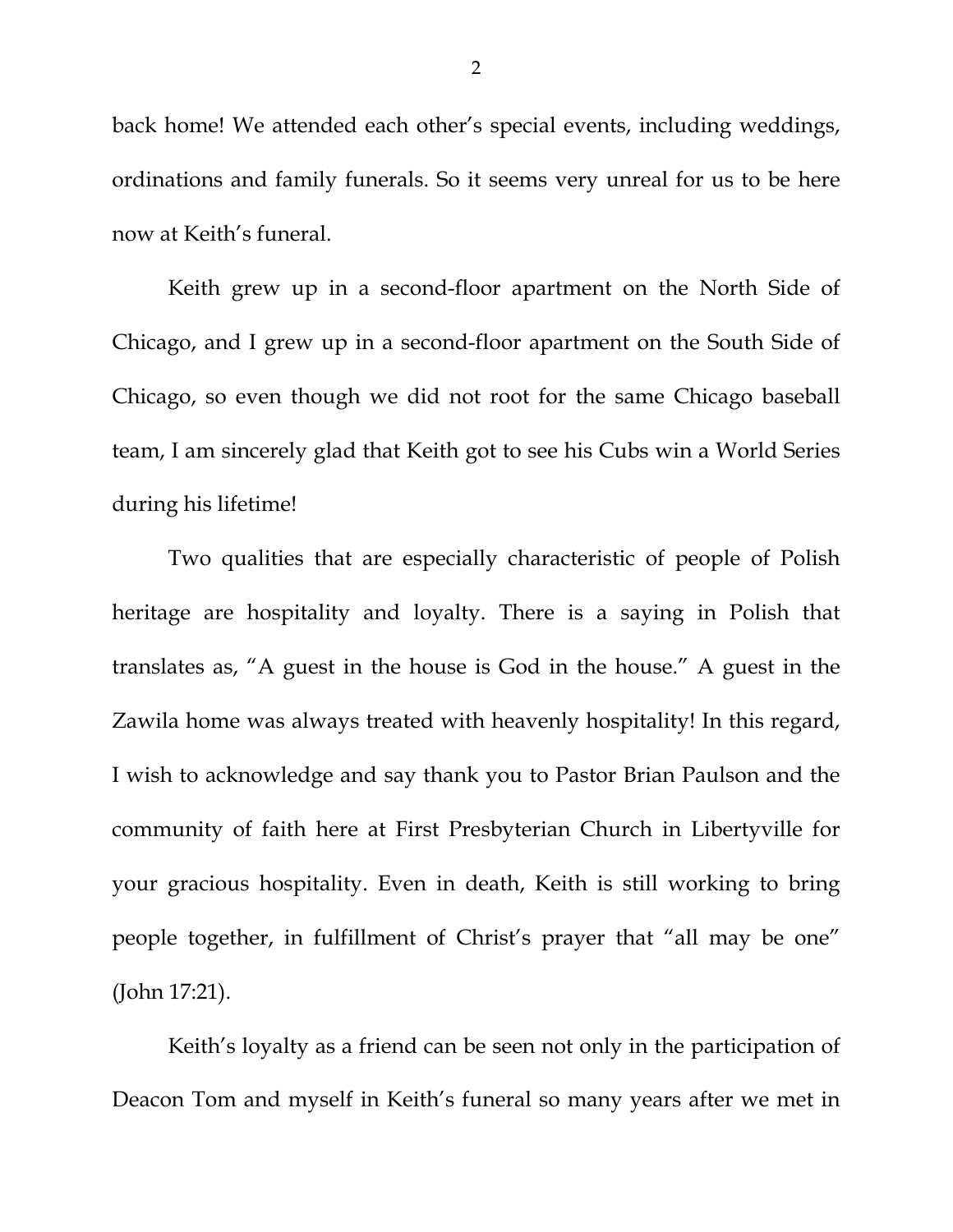back home! We attended each other's special events, including weddings, ordinations and family funerals. So it seems very unreal for us to be here now at Keith's funeral.

Keith grew up in a second-floor apartment on the North Side of Chicago, and I grew up in a second-floor apartment on the South Side of Chicago, so even though we did not root for the same Chicago baseball team, I am sincerely glad that Keith got to see his Cubs win a World Series during his lifetime!

Two qualities that are especially characteristic of people of Polish heritage are hospitality and loyalty. There is a saying in Polish that translates as, "A guest in the house is God in the house." A guest in the Zawila home was always treated with heavenly hospitality! In this regard, I wish to acknowledge and say thank you to Pastor Brian Paulson and the community of faith here at First Presbyterian Church in Libertyville for your gracious hospitality. Even in death, Keith is still working to bring people together, in fulfillment of Christ's prayer that "all may be one" (John 17:21).

Keith's loyalty as a friend can be seen not only in the participation of Deacon Tom and myself in Keith's funeral so many years after we met in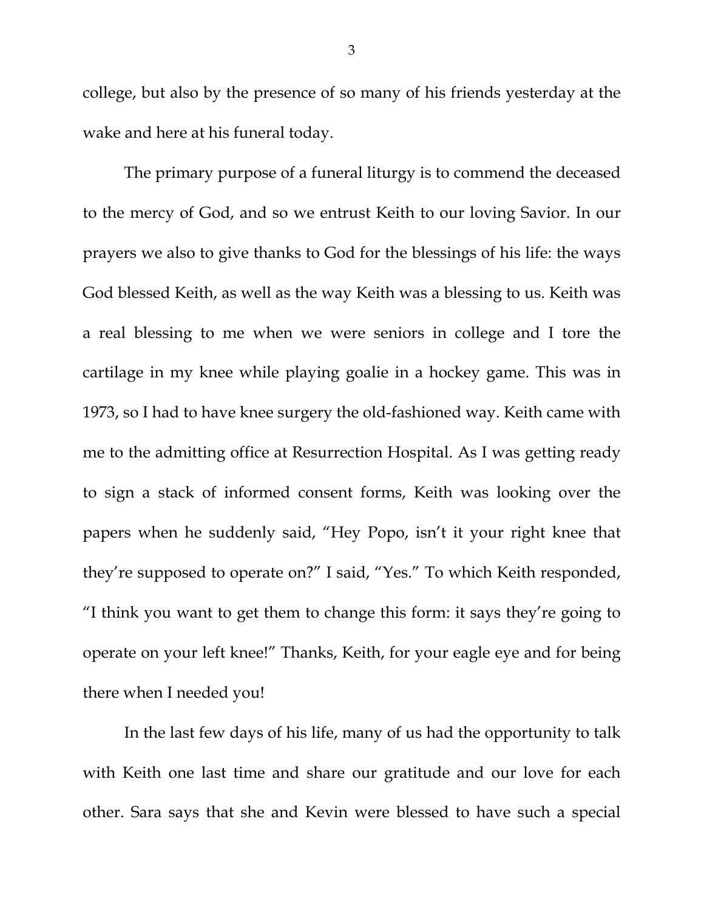college, but also by the presence of so many of his friends yesterday at the wake and here at his funeral today.

The primary purpose of a funeral liturgy is to commend the deceased to the mercy of God, and so we entrust Keith to our loving Savior. In our prayers we also to give thanks to God for the blessings of his life: the ways God blessed Keith, as well as the way Keith was a blessing to us. Keith was a real blessing to me when we were seniors in college and I tore the cartilage in my knee while playing goalie in a hockey game. This was in 1973, so I had to have knee surgery the old-fashioned way. Keith came with me to the admitting office at Resurrection Hospital. As I was getting ready to sign a stack of informed consent forms, Keith was looking over the papers when he suddenly said, "Hey Popo, isn't it your right knee that they're supposed to operate on?" I said, "Yes." To which Keith responded, "I think you want to get them to change this form: it says they're going to operate on your left knee!" Thanks, Keith, for your eagle eye and for being there when I needed you!

In the last few days of his life, many of us had the opportunity to talk with Keith one last time and share our gratitude and our love for each other. Sara says that she and Kevin were blessed to have such a special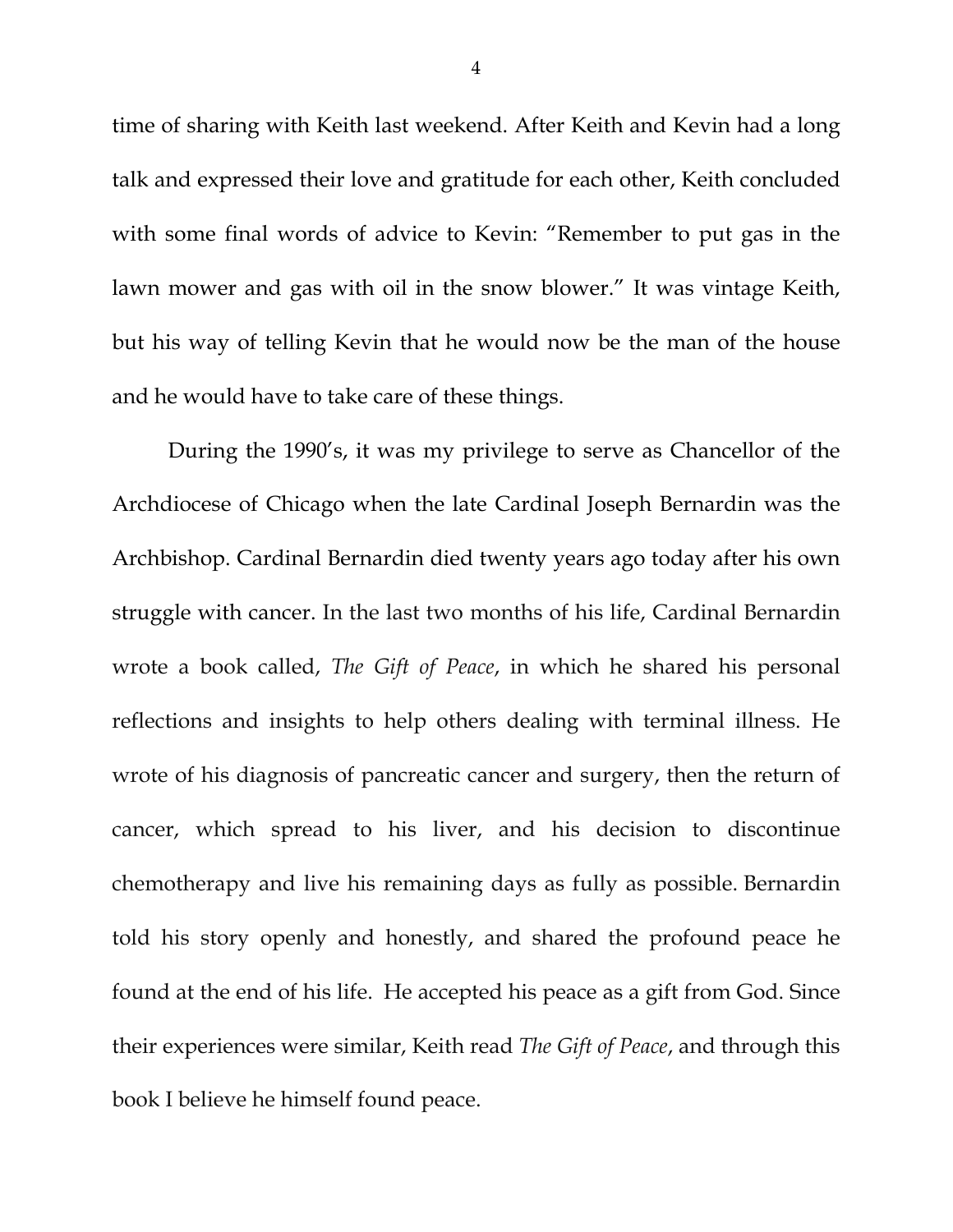time of sharing with Keith last weekend. After Keith and Kevin had a long talk and expressed their love and gratitude for each other, Keith concluded with some final words of advice to Kevin: "Remember to put gas in the lawn mower and gas with oil in the snow blower." It was vintage Keith, but his way of telling Kevin that he would now be the man of the house and he would have to take care of these things.

During the 1990's, it was my privilege to serve as Chancellor of the Archdiocese of Chicago when the late Cardinal Joseph Bernardin was the Archbishop. Cardinal Bernardin died twenty years ago today after his own struggle with cancer. In the last two months of his life, Cardinal Bernardin wrote a book called, *The Gift of Peace*, in which he shared his personal reflections and insights to help others dealing with terminal illness. He wrote of his diagnosis of pancreatic cancer and surgery, then the return of cancer, which spread to his liver, and his decision to discontinue chemotherapy and live his remaining days as fully as possible. Bernardin told his story openly and honestly, and shared the profound peace he found at the end of his life. He accepted his peace as a gift from God. Since their experiences were similar, Keith read *The Gift of Peace*, and through this book I believe he himself found peace.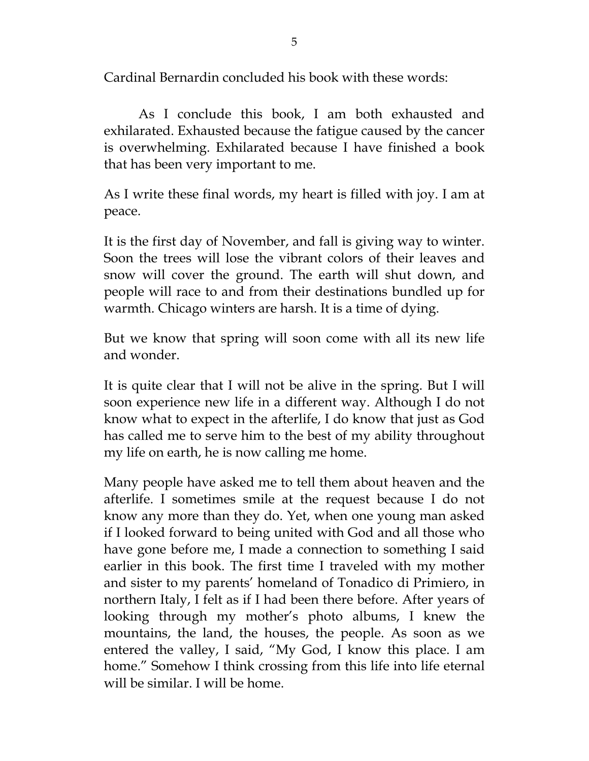Cardinal Bernardin concluded his book with these words:

> As I conclude this book, I am both exhausted and exhilarated. Exhausted because the fatigue caused by the cancer is overwhelming. Exhilarated because I have finished a book that has been very important to me.
>
> As I write these final words, my heart is filled with joy. I am at peace.
>
> It is the first day of November, and fall is giving way to winter. Soon the trees will lose the vibrant colors of their leaves and snow will cover the ground. The earth will shut down, and people will race to and from their destinations bundled up for warmth. Chicago winters are harsh. It is a time of dying.
>
> But we know that spring will soon come with all its new life and wonder.
>
> It is quite clear that I will not be alive in the spring. But I will soon experience new life in a different way. Although I do not know what to expect in the afterlife, I do know that just as God has called me to serve him to the best of my ability throughout my life on earth, he is now calling me home.
>
> Many people have asked me to tell them about heaven and the afterlife. I sometimes smile at the request because I do not know any more than they do. Yet, when one young man asked if I looked forward to being united with God and all those who have gone before me, I made a connection to something I said earlier in this book. The first time I traveled with my mother and sister to my parents' homeland of Tonadico di Primiero, in northern Italy, I felt as if I had been there before. After years of looking through my mother's photo albums, I knew the mountains, the land, the houses, the people. As soon as we entered the valley, I said, "My God, I know this place. I am home." Somehow I think crossing from this life into life eternal will be similar. I will be home.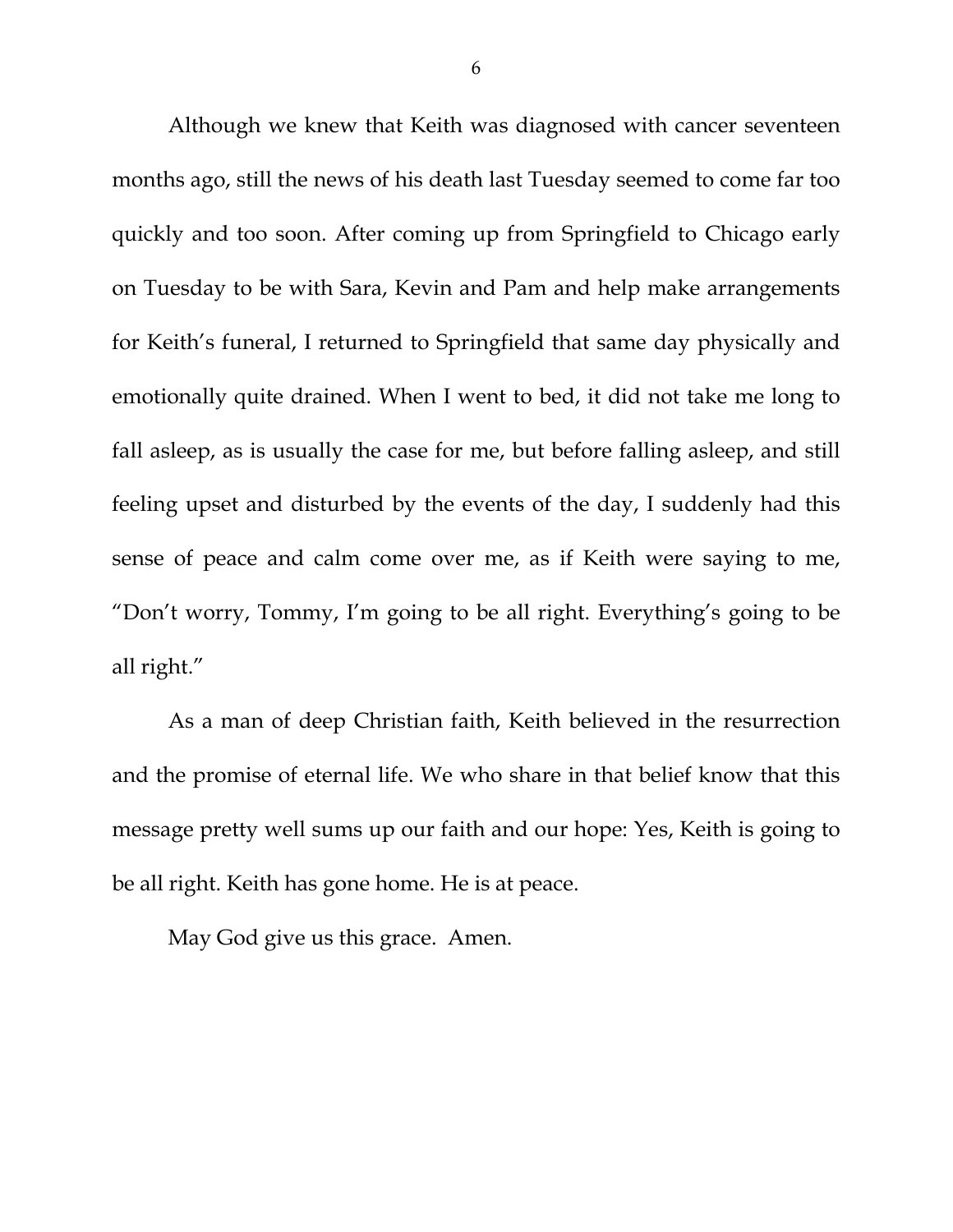Although we knew that Keith was diagnosed with cancer seventeen months ago, still the news of his death last Tuesday seemed to come far too quickly and too soon. After coming up from Springfield to Chicago early on Tuesday to be with Sara, Kevin and Pam and help make arrangements for Keith's funeral, I returned to Springfield that same day physically and emotionally quite drained. When I went to bed, it did not take me long to fall asleep, as is usually the case for me, but before falling asleep, and still feeling upset and disturbed by the events of the day, I suddenly had this sense of peace and calm come over me, as if Keith were saying to me, "Don't worry, Tommy, I'm going to be all right. Everything's going to be all right."

As a man of deep Christian faith, Keith believed in the resurrection and the promise of eternal life. We who share in that belief know that this message pretty well sums up our faith and our hope: Yes, Keith is going to be all right. Keith has gone home. He is at peace.

May God give us this grace. Amen.